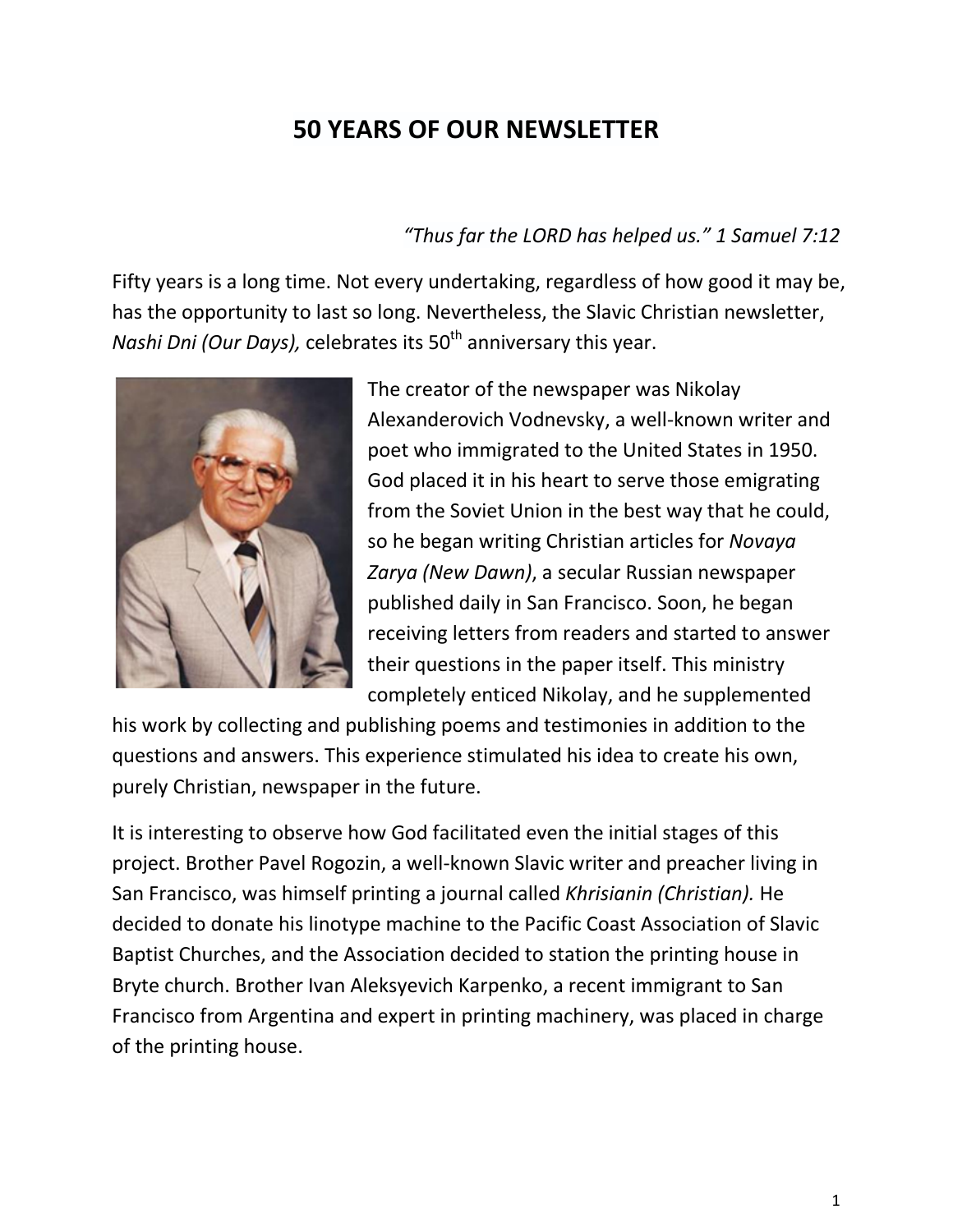# 50 YEARS OF OUR NEWSLETTER

*"Thus far the LORD has helped us." 1 Samuel 7:12*

Fifty years is a long time. Not every undertaking, regardless of how good it may be, has the opportunity to last so long. Nevertheless, the Slavic Christian newsletter, *Nashi Dni (Our Days),* celebrates its 50th anniversary this year.

The creator of the newspaper was Nikolay Alexanderovich Vodnevsky, a well-known writer and poet who immigrated to the United States in 1950. God placed it in his heart to serve those emigrating from the Soviet Union in the best way that he could, so he began writing Christian articles for *Novaya Zarya (New Dawn)*, a secular Russian newspaper published daily in San Francisco. Soon, he began receiving letters from readers and started to answer their questions in the paper itself. This ministry completely enticed Nikolay, and he supplemented his work by collecting and publishing poems and testimonies in addition to the questions and answers. This experience stimulated his idea to create his own, purely Christian, newspaper in the future.

It is interesting to observe how God facilitated even the initial stages of this project. Brother Pavel Rogozin, a well-known Slavic writer and preacher living in San Francisco, was himself printing a journal called *Khrisianin (Christian).* He decided to donate his linotype machine to the Pacific Coast Association of Slavic Baptist Churches, and the Association decided to station the printing house in Bryte church. Brother Ivan Aleksyevich Karpenko, a recent immigrant to San Francisco from Argentina and expert in printing machinery, was placed in charge of the printing house.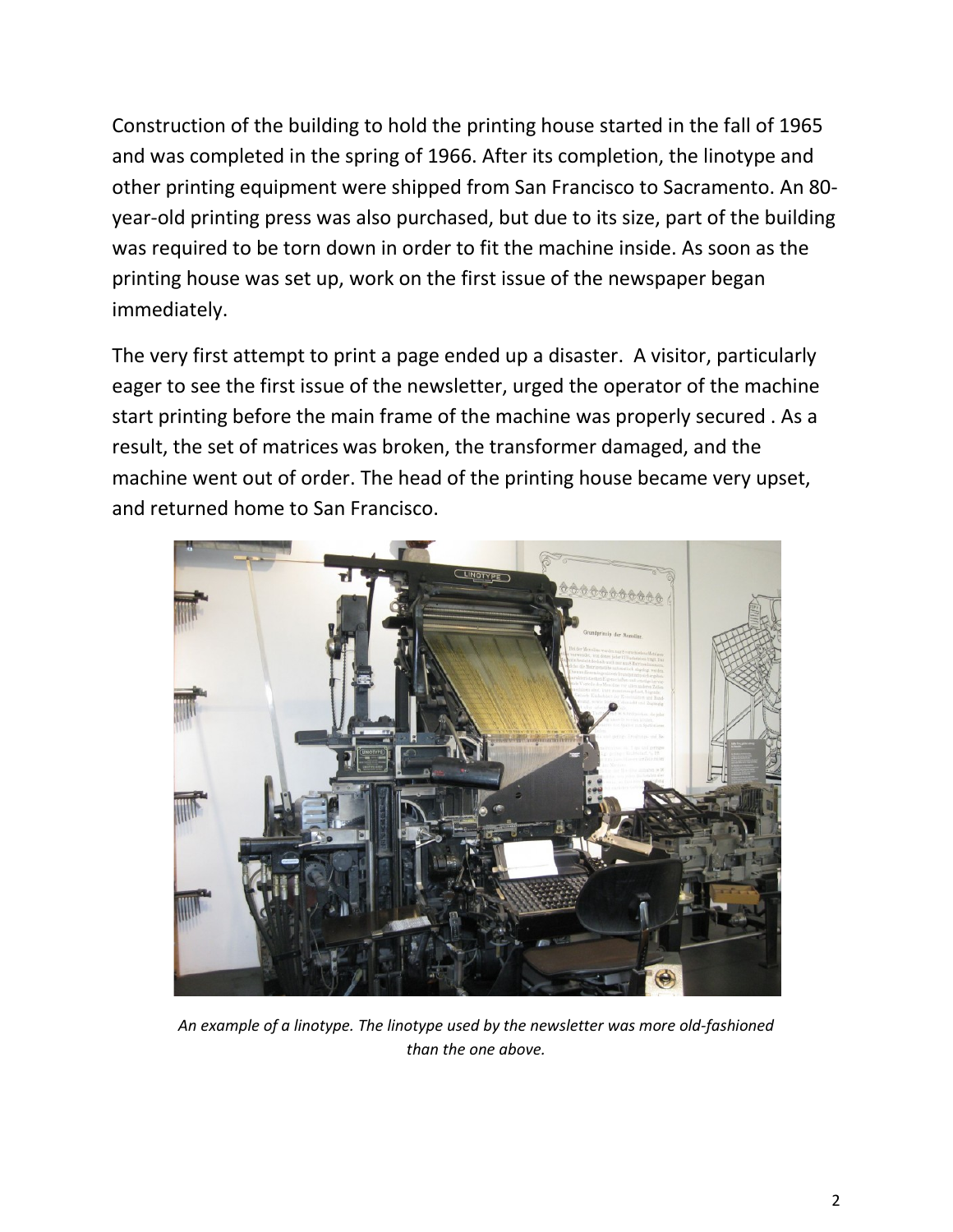Construction of the building to hold the printing house started in the fall of 1965 and was completed in the spring of 1966. After its completion, the linotype and other printing equipment were shipped from San Francisco to Sacramento. An 80-year-old printing press was also purchased, but due to its size, part of the building was required to be torn down in order to fit the machine inside. As soon as the printing house was set up, work on the first issue of the newspaper began immediately.

The very first attempt to print a page ended up a disaster. A visitor, particularly eager to see the first issue of the newsletter, urged the operator of the machine start printing before the main frame of the machine was properly secured . As a result, the set of matrices was broken, the transformer damaged, and the machine went out of order. The head of the printing house became very upset, and returned home to San Francisco.

*An example of a linotype. The linotype used by the newsletter was more old-fashioned than the one above.*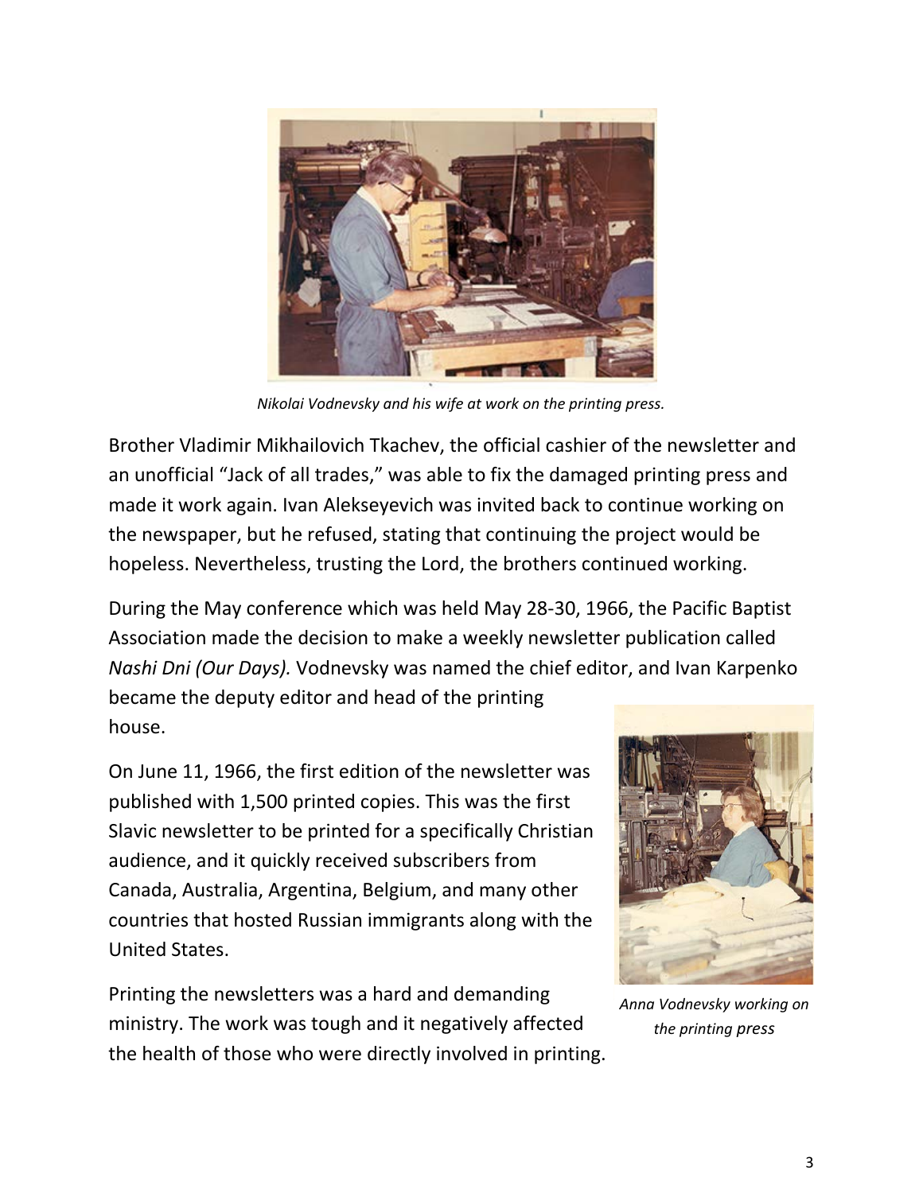*Nikolai Vodnevsky and his wife at work on the printing press.*

Brother Vladimir Mikhailovich Tkachev, the official cashier of the newsletter and an unofficial "Jack of all trades," was able to fix the damaged printing press and made it work again. Ivan Alekseyevich was invited back to continue working on the newspaper, but he refused, stating that continuing the project would be hopeless. Nevertheless, trusting the Lord, the brothers continued working.

During the May conference which was held May 28-30, 1966, the Pacific Baptist Association made the decision to make a weekly newsletter publication called *Nashi Dni (Our Days).* Vodnevsky was named the chief editor, and Ivan Karpenko became the deputy editor and head of the printing house.

On June 11, 1966, the first edition of the newsletter was published with 1,500 printed copies. This was the first Slavic newsletter to be printed for a specifically Christian audience, and it quickly received subscribers from Canada, Australia, Argentina, Belgium, and many other countries that hosted Russian immigrants along with the United States.

*Anna Vodnevsky working on the printing press*

Printing the newsletters was a hard and demanding ministry. The work was tough and it negatively affected the health of those who were directly involved in printing.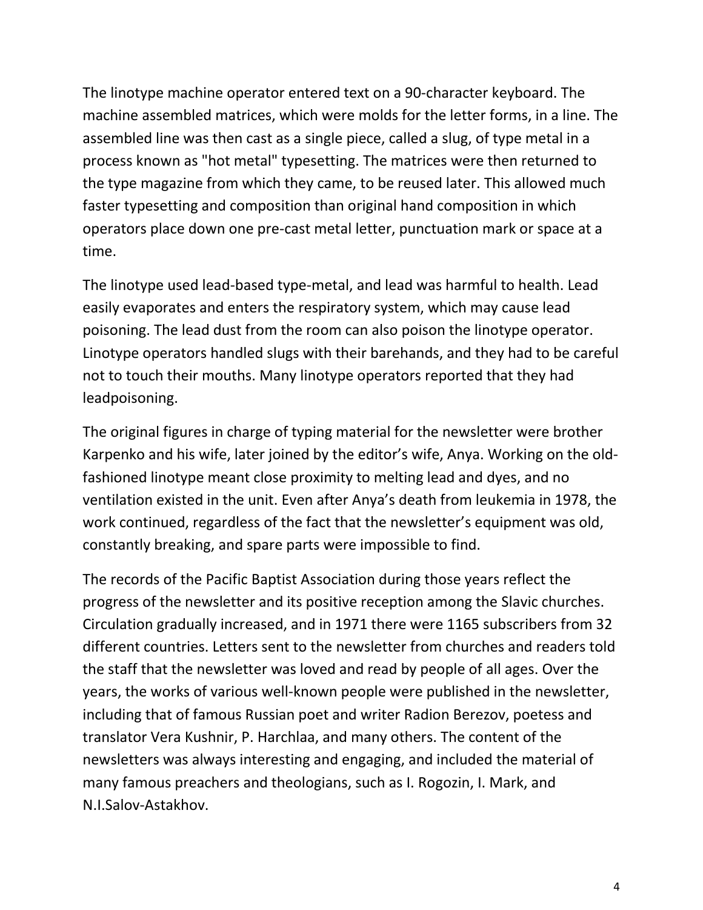The linotype machine operator entered text on a 90-character keyboard. The machine assembled matrices, which were molds for the letter forms, in a line. The assembled line was then cast as a single piece, called a slug, of type metal in a process known as "hot metal" typesetting. The matrices were then returned to the type magazine from which they came, to be reused later. This allowed much faster typesetting and composition than original hand composition in which operators place down one pre-cast metal letter, punctuation mark or space at a time.

The linotype used lead-based type-metal, and lead was harmful to health. Lead easily evaporates and enters the respiratory system, which may cause lead poisoning. The lead dust from the room can also poison the linotype operator. Linotype operators handled slugs with their barehands, and they had to be careful not to touch their mouths. Many linotype operators reported that they had leadpoisoning.

The original figures in charge of typing material for the newsletter were brother Karpenko and his wife, later joined by the editor's wife, Anya. Working on the old-fashioned linotype meant close proximity to melting lead and dyes, and no ventilation existed in the unit. Even after Anya's death from leukemia in 1978, the work continued, regardless of the fact that the newsletter's equipment was old, constantly breaking, and spare parts were impossible to find.

The records of the Pacific Baptist Association during those years reflect the progress of the newsletter and its positive reception among the Slavic churches. Circulation gradually increased, and in 1971 there were 1165 subscribers from 32 different countries. Letters sent to the newsletter from churches and readers told the staff that the newsletter was loved and read by people of all ages. Over the years, the works of various well-known people were published in the newsletter, including that of famous Russian poet and writer Radion Berezov, poetess and translator Vera Kushnir, P. Harchlaa, and many others. The content of the newsletters was always interesting and engaging, and included the material of many famous preachers and theologians, such as I. Rogozin, I. Mark, and N.I.Salov-Astakhov.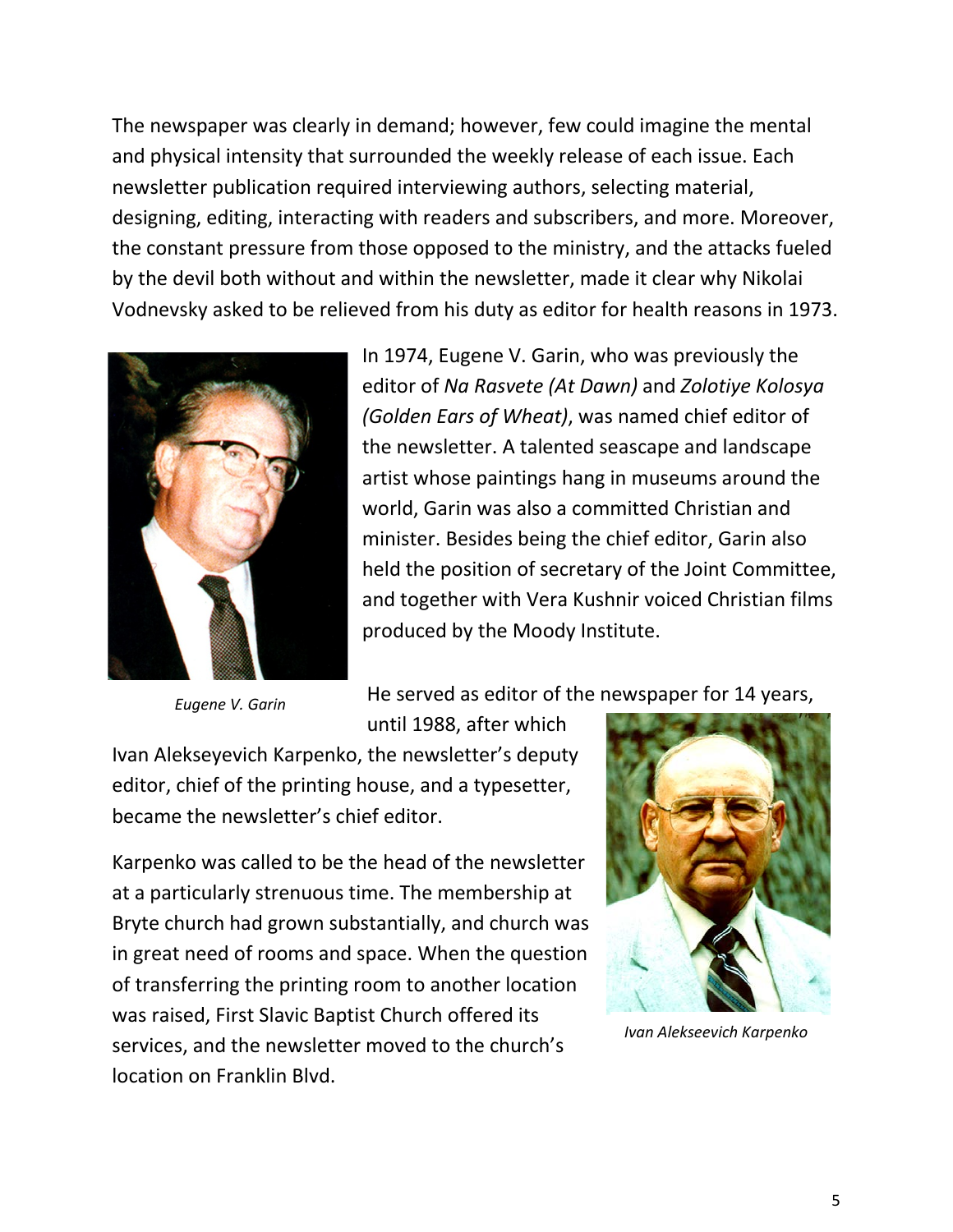The newspaper was clearly in demand; however, few could imagine the mental and physical intensity that surrounded the weekly release of each issue. Each newsletter publication required interviewing authors, selecting material, designing, editing, interacting with readers and subscribers, and more. Moreover, the constant pressure from those opposed to the ministry, and the attacks fueled by the devil both without and within the newsletter, made it clear why Nikolai Vodnevsky asked to be relieved from his duty as editor for health reasons in 1973.

*Eugene V. Garin*

In 1974, Eugene V. Garin, who was previously the editor of *Na Rasvete (At Dawn)* and *Zolotiye Kolosya (Golden Ears of Wheat)*, was named chief editor of the newsletter. A talented seascape and landscape artist whose paintings hang in museums around the world, Garin was also a committed Christian and minister. Besides being the chief editor, Garin also held the position of secretary of the Joint Committee, and together with Vera Kushnir voiced Christian films produced by the Moody Institute.

He served as editor of the newspaper for 14 years, until 1988, after which Ivan Alekseyevich Karpenko, the newsletter's deputy editor, chief of the printing house, and a typesetter, became the newsletter's chief editor.

*Ivan Alekseevich Karpenko*

Karpenko was called to be the head of the newsletter at a particularly strenuous time. The membership at Bryte church had grown substantially, and church was in great need of rooms and space. When the question of transferring the printing room to another location was raised, First Slavic Baptist Church offered its services, and the newsletter moved to the church's location on Franklin Blvd.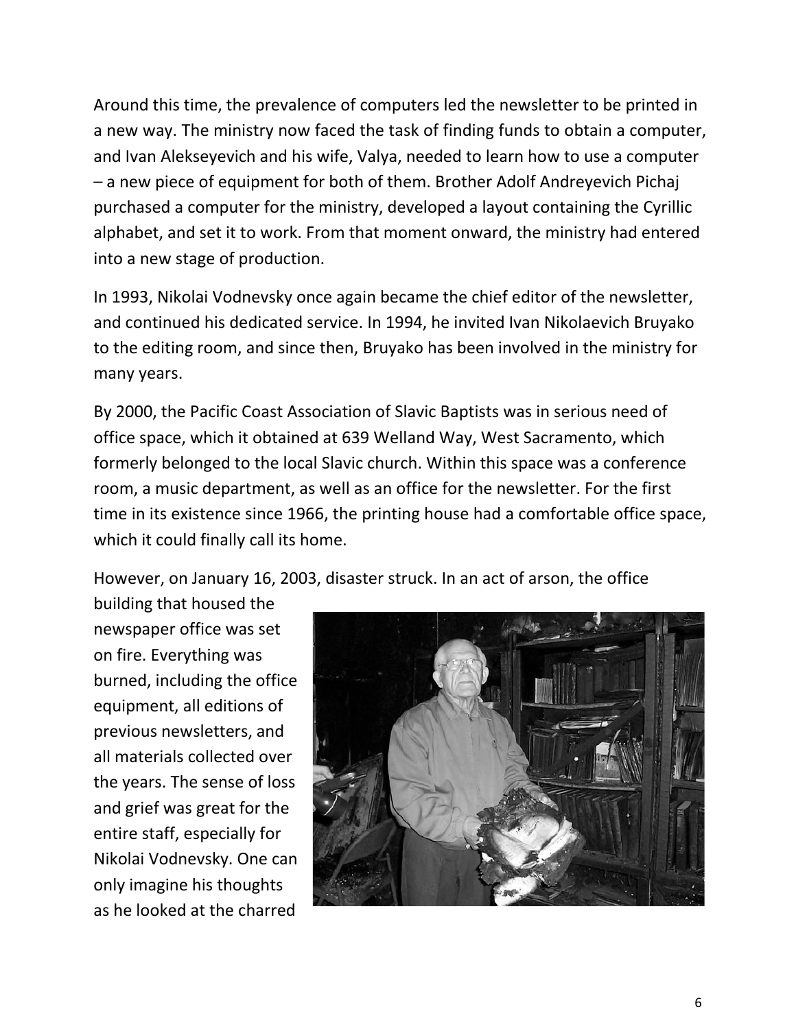Around this time, the prevalence of computers led the newsletter to be printed in a new way. The ministry now faced the task of finding funds to obtain a computer, and Ivan Alekseyevich and his wife, Valya, needed to learn how to use a computer – a new piece of equipment for both of them. Brother Adolf Andreyevich Pichaj purchased a computer for the ministry, developed a layout containing the Cyrillic alphabet, and set it to work. From that moment onward, the ministry had entered into a new stage of production.

In 1993, Nikolai Vodnevsky once again became the chief editor of the newsletter, and continued his dedicated service. In 1994, he invited Ivan Nikolaevich Bruyako to the editing room, and since then, Bruyako has been involved in the ministry for many years.

By 2000, the Pacific Coast Association of Slavic Baptists was in serious need of office space, which it obtained at 639 Welland Way, West Sacramento, which formerly belonged to the local Slavic church. Within this space was a conference room, a music department, as well as an office for the newsletter. For the first time in its existence since 1966, the printing house had a comfortable office space, which it could finally call its home.

However, on January 16, 2003, disaster struck. In an act of arson, the office building that housed the newspaper office was set on fire. Everything was burned, including the office equipment, all editions of previous newsletters, and all materials collected over the years. The sense of loss and grief was great for the entire staff, especially for Nikolai Vodnevsky. One can only imagine his thoughts as he looked at the charred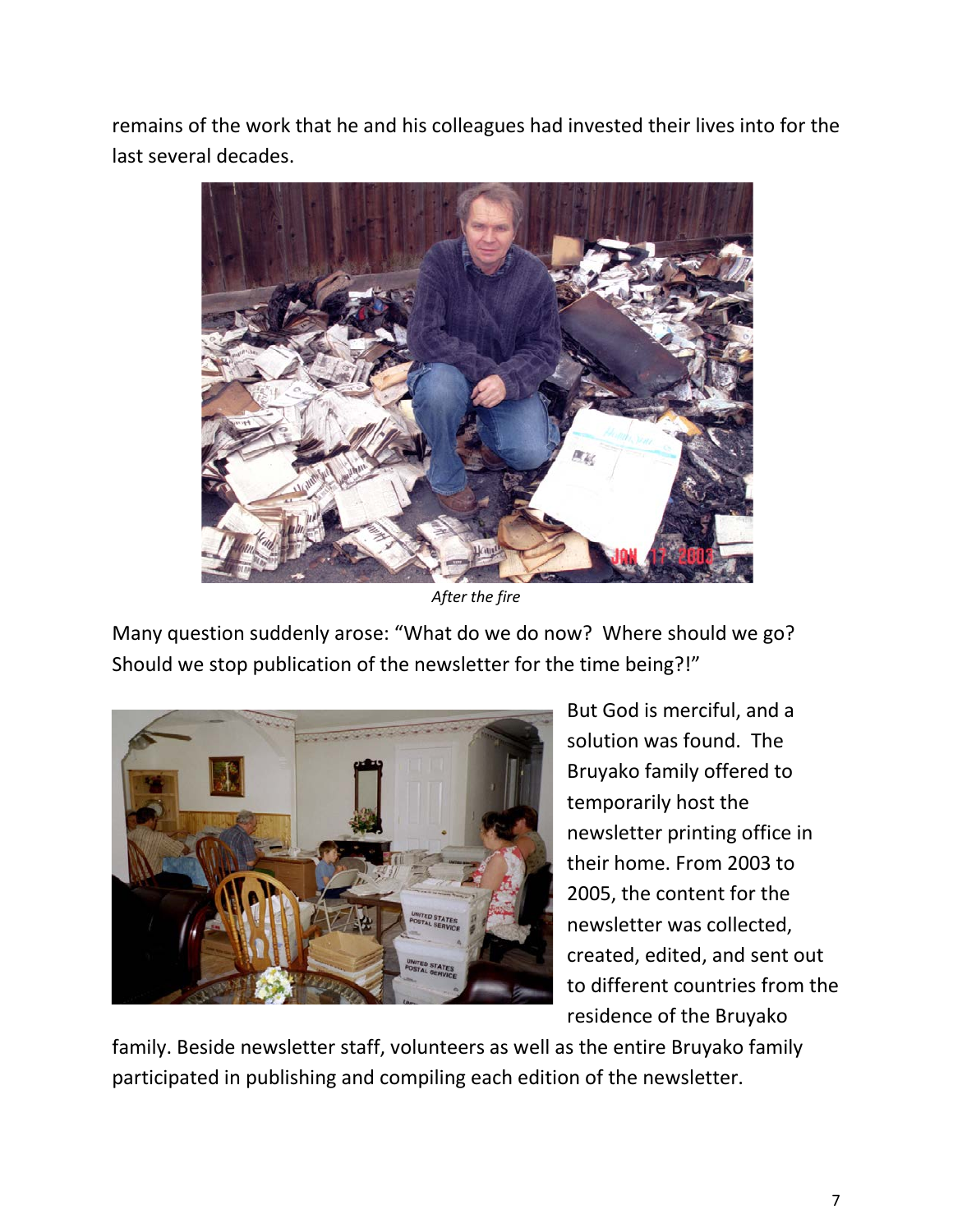remains of the work that he and his colleagues had invested their lives into for the last several decades.

*After the fire*

Many question suddenly arose: “What do we do now? Where should we go? Should we stop publication of the newsletter for the time being?!”

But God is merciful, and a solution was found. The Bruyako family offered to temporarily host the newsletter printing office in their home. From 2003 to 2005, the content for the newsletter was collected, created, edited, and sent out to different countries from the residence of the Bruyako family. Beside newsletter staff, volunteers as well as the entire Bruyako family participated in publishing and compiling each edition of the newsletter.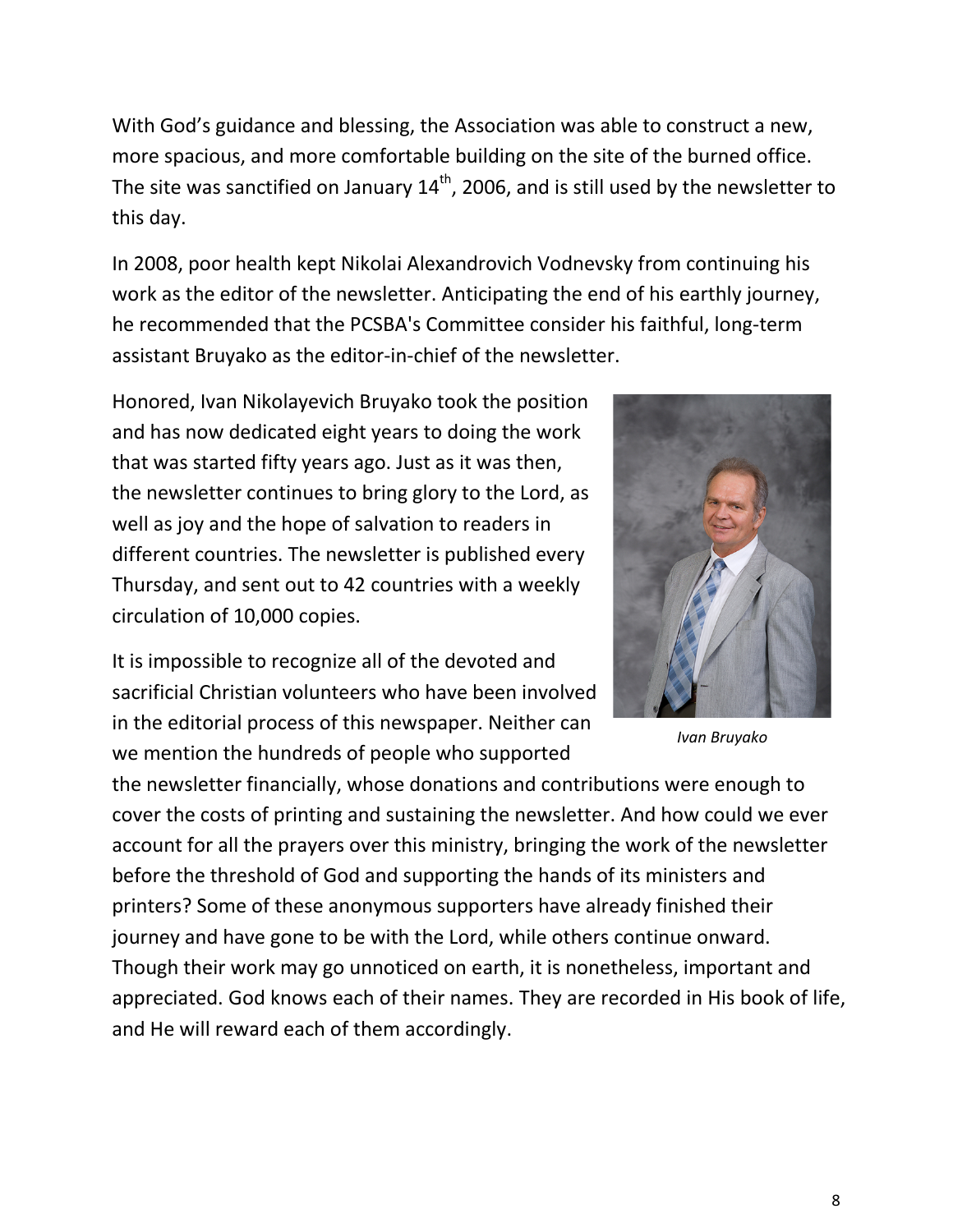With God's guidance and blessing, the Association was able to construct a new, more spacious, and more comfortable building on the site of the burned office. The site was sanctified on January 14th, 2006, and is still used by the newsletter to this day.

In 2008, poor health kept Nikolai Alexandrovich Vodnevsky from continuing his work as the editor of the newsletter. Anticipating the end of his earthly journey, he recommended that the PCSBA's Committee consider his faithful, long-term assistant Bruyako as the editor-in-chief of the newsletter.

Honored, Ivan Nikolayevich Bruyako took the position and has now dedicated eight years to doing the work that was started fifty years ago. Just as it was then, the newsletter continues to bring glory to the Lord, as well as joy and the hope of salvation to readers in different countries. The newsletter is published every Thursday, and sent out to 42 countries with a weekly circulation of 10,000 copies.

*Ivan Bruyako*

It is impossible to recognize all of the devoted and sacrificial Christian volunteers who have been involved in the editorial process of this newspaper. Neither can we mention the hundreds of people who supported the newsletter financially, whose donations and contributions were enough to cover the costs of printing and sustaining the newsletter. And how could we ever account for all the prayers over this ministry, bringing the work of the newsletter before the threshold of God and supporting the hands of its ministers and printers? Some of these anonymous supporters have already finished their journey and have gone to be with the Lord, while others continue onward. Though their work may go unnoticed on earth, it is nonetheless, important and appreciated. God knows each of their names. They are recorded in His book of life, and He will reward each of them accordingly.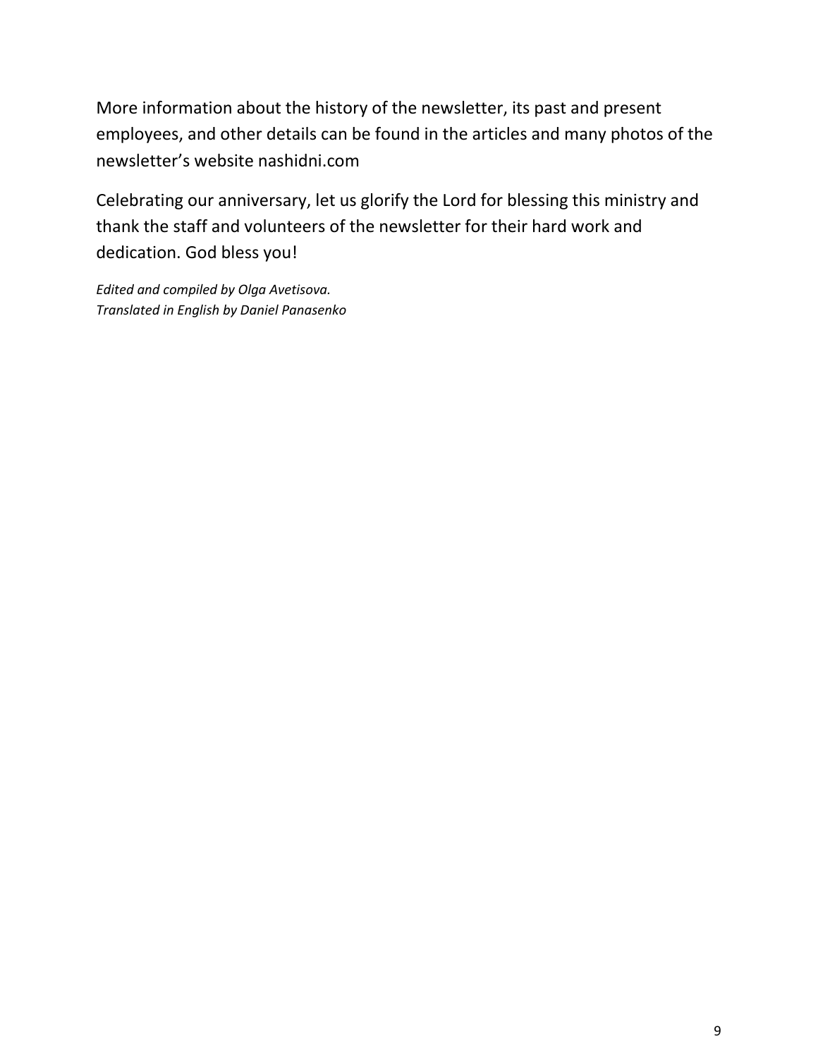More information about the history of the newsletter, its past and present employees, and other details can be found in the articles and many photos of the newsletter's website nashidni.com

Celebrating our anniversary, let us glorify the Lord for blessing this ministry and thank the staff and volunteers of the newsletter for their hard work and dedication. God bless you!

*Edited and compiled by Olga Avetisova.*
*Translated in English by Daniel Panasenko*